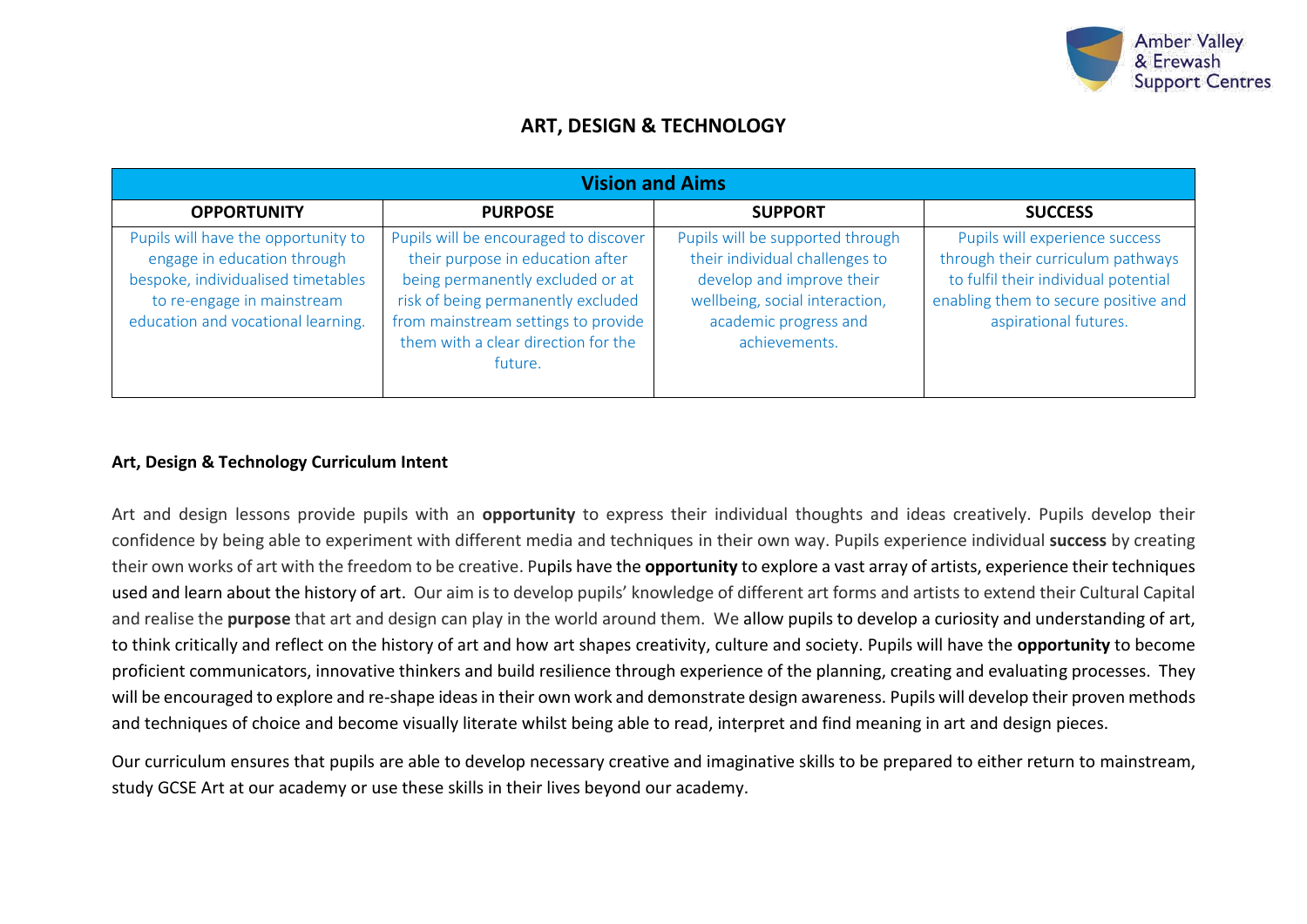# ART, DESIGN & TECHNOLOGY

| Vision and Aims | | | |
|---|---|---|---|
| **OPPORTUNITY** | **PURPOSE** | **SUPPORT** | **SUCCESS** |
| Pupils will have the opportunity to engage in education through bespoke, individualised timetables to re-engage in mainstream education and vocational learning. | Pupils will be encouraged to discover their purpose in education after being permanently excluded or at risk of being permanently excluded from mainstream settings to provide them with a clear direction for the future. | Pupils will be supported through their individual challenges to develop and improve their wellbeing, social interaction, academic progress and achievements. | Pupils will experience success through their curriculum pathways to fulfil their individual potential enabling them to secure positive and aspirational futures. |

**Art, Design & Technology Curriculum Intent**

Art and design lessons provide pupils with an **opportunity** to express their individual thoughts and ideas creatively. Pupils develop their confidence by being able to experiment with different media and techniques in their own way. Pupils experience individual **success** by creating their own works of art with the freedom to be creative. Pupils have the **opportunity** to explore a vast array of artists, experience their techniques used and learn about the history of art. Our aim is to develop pupils' knowledge of different art forms and artists to extend their Cultural Capital and realise the **purpose** that art and design can play in the world around them. We allow pupils to develop a curiosity and understanding of art, to think critically and reflect on the history of art and how art shapes creativity, culture and society. Pupils will have the **opportunity** to become proficient communicators, innovative thinkers and build resilience through experience of the planning, creating and evaluating processes. They will be encouraged to explore and re-shape ideas in their own work and demonstrate design awareness. Pupils will develop their proven methods and techniques of choice and become visually literate whilst being able to read, interpret and find meaning in art and design pieces.

Our curriculum ensures that pupils are able to develop necessary creative and imaginative skills to be prepared to either return to mainstream, study GCSE Art at our academy or use these skills in their lives beyond our academy.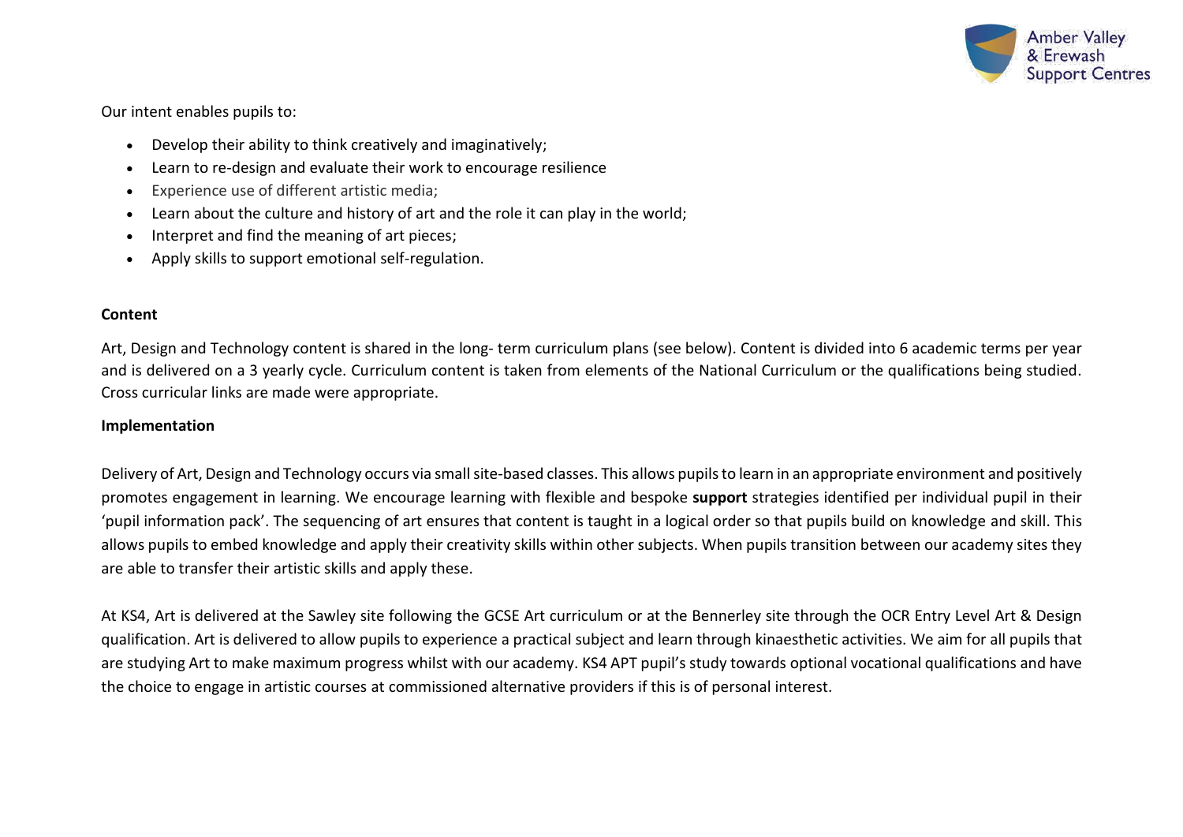Our intent enables pupils to:

- Develop their ability to think creatively and imaginatively;
- Learn to re-design and evaluate their work to encourage resilience
- Experience use of different artistic media;
- Learn about the culture and history of art and the role it can play in the world;
- Interpret and find the meaning of art pieces;
- Apply skills to support emotional self-regulation.

**Content**

Art, Design and Technology content is shared in the long- term curriculum plans (see below). Content is divided into 6 academic terms per year and is delivered on a 3 yearly cycle. Curriculum content is taken from elements of the National Curriculum or the qualifications being studied. Cross curricular links are made were appropriate.

**Implementation**

Delivery of Art, Design and Technology occurs via small site-based classes. This allows pupils to learn in an appropriate environment and positively promotes engagement in learning. We encourage learning with flexible and bespoke **support** strategies identified per individual pupil in their 'pupil information pack'. The sequencing of art ensures that content is taught in a logical order so that pupils build on knowledge and skill. This allows pupils to embed knowledge and apply their creativity skills within other subjects. When pupils transition between our academy sites they are able to transfer their artistic skills and apply these.

At KS4, Art is delivered at the Sawley site following the GCSE Art curriculum or at the Bennerley site through the OCR Entry Level Art & Design qualification. Art is delivered to allow pupils to experience a practical subject and learn through kinaesthetic activities. We aim for all pupils that are studying Art to make maximum progress whilst with our academy. KS4 APT pupil's study towards optional vocational qualifications and have the choice to engage in artistic courses at commissioned alternative providers if this is of personal interest.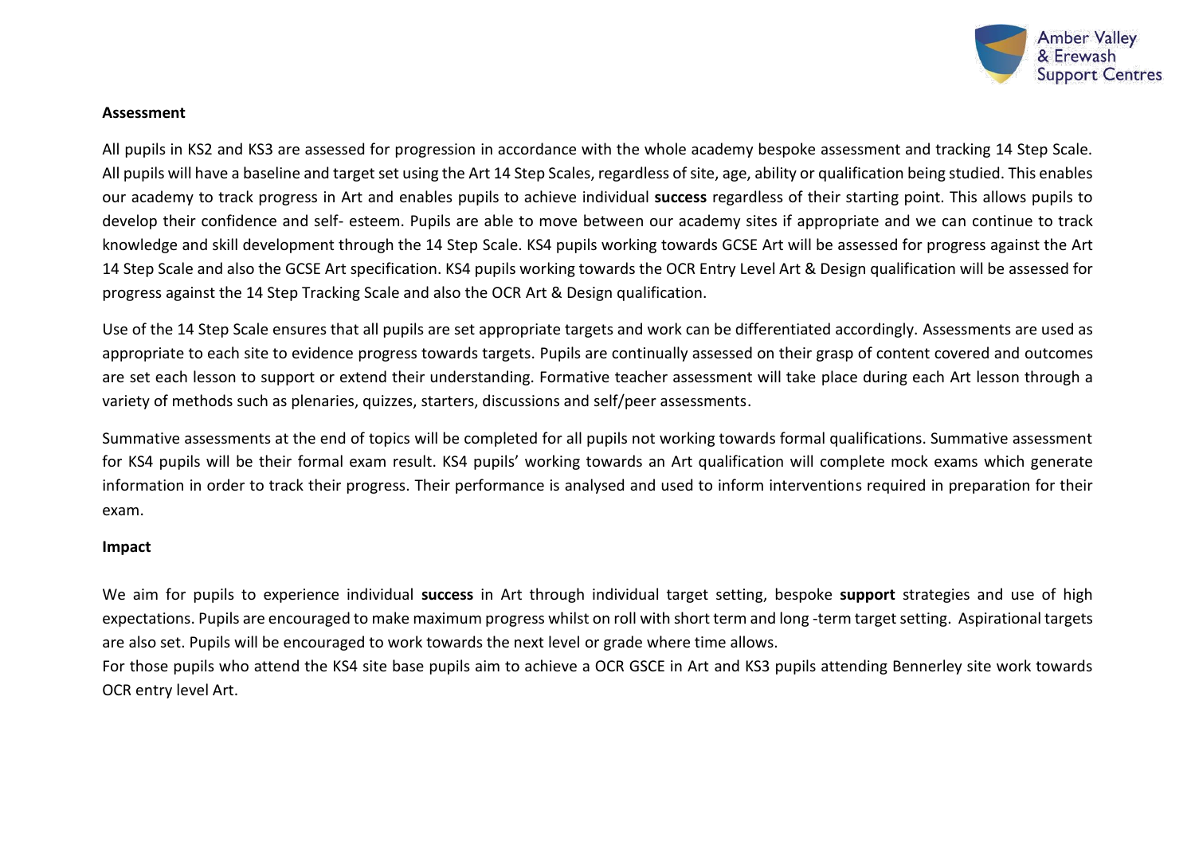**Assessment**

All pupils in KS2 and KS3 are assessed for progression in accordance with the whole academy bespoke assessment and tracking 14 Step Scale. All pupils will have a baseline and target set using the Art 14 Step Scales, regardless of site, age, ability or qualification being studied. This enables our academy to track progress in Art and enables pupils to achieve individual **success** regardless of their starting point. This allows pupils to develop their confidence and self- esteem. Pupils are able to move between our academy sites if appropriate and we can continue to track knowledge and skill development through the 14 Step Scale. KS4 pupils working towards GCSE Art will be assessed for progress against the Art 14 Step Scale and also the GCSE Art specification. KS4 pupils working towards the OCR Entry Level Art & Design qualification will be assessed for progress against the 14 Step Tracking Scale and also the OCR Art & Design qualification.

Use of the 14 Step Scale ensures that all pupils are set appropriate targets and work can be differentiated accordingly. Assessments are used as appropriate to each site to evidence progress towards targets. Pupils are continually assessed on their grasp of content covered and outcomes are set each lesson to support or extend their understanding. Formative teacher assessment will take place during each Art lesson through a variety of methods such as plenaries, quizzes, starters, discussions and self/peer assessments.

Summative assessments at the end of topics will be completed for all pupils not working towards formal qualifications. Summative assessment for KS4 pupils will be their formal exam result. KS4 pupils' working towards an Art qualification will complete mock exams which generate information in order to track their progress. Their performance is analysed and used to inform interventions required in preparation for their exam.

**Impact**

We aim for pupils to experience individual **success** in Art through individual target setting, bespoke **support** strategies and use of high expectations. Pupils are encouraged to make maximum progress whilst on roll with short term and long -term target setting. Aspirational targets are also set. Pupils will be encouraged to work towards the next level or grade where time allows.
For those pupils who attend the KS4 site base pupils aim to achieve a OCR GSCE in Art and KS3 pupils attending Bennerley site work towards OCR entry level Art.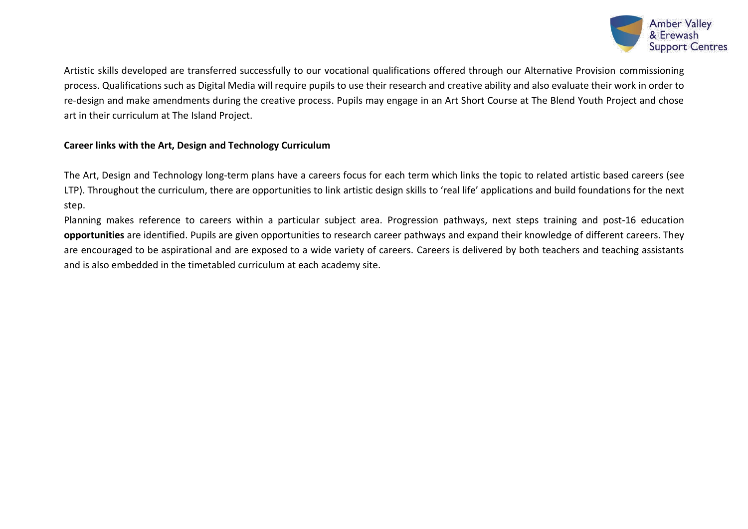Artistic skills developed are transferred successfully to our vocational qualifications offered through our Alternative Provision commissioning process. Qualifications such as Digital Media will require pupils to use their research and creative ability and also evaluate their work in order to re-design and make amendments during the creative process. Pupils may engage in an Art Short Course at The Blend Youth Project and chose art in their curriculum at The Island Project.

**Career links with the Art, Design and Technology Curriculum**

The Art, Design and Technology long-term plans have a careers focus for each term which links the topic to related artistic based careers (see LTP). Throughout the curriculum, there are opportunities to link artistic design skills to 'real life' applications and build foundations for the next step.

Planning makes reference to careers within a particular subject area. Progression pathways, next steps training and post-16 education **opportunities** are identified. Pupils are given opportunities to research career pathways and expand their knowledge of different careers. They are encouraged to be aspirational and are exposed to a wide variety of careers. Careers is delivered by both teachers and teaching assistants and is also embedded in the timetabled curriculum at each academy site.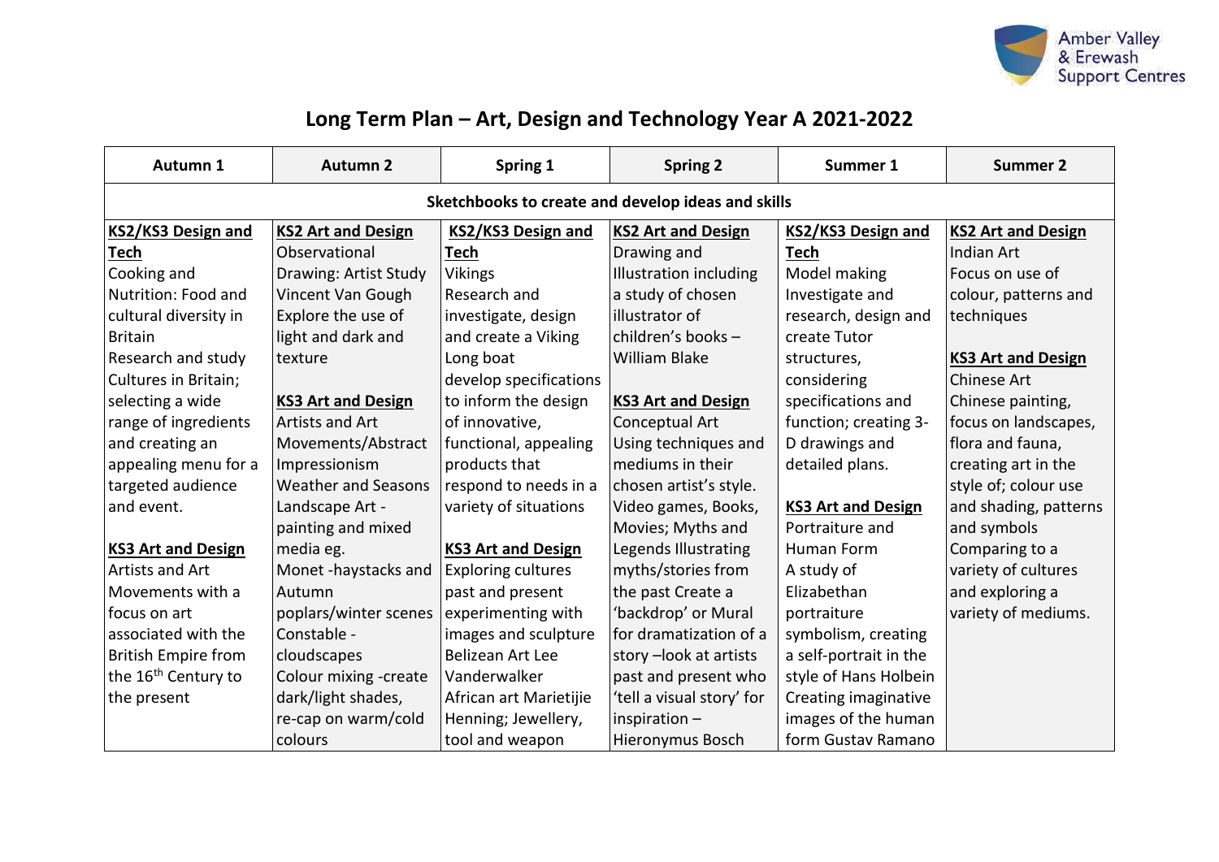# Long Term Plan – Art, Design and Technology Year A 2021-2022

| Autumn 1 | Autumn 2 | Spring 1 | Spring 2 | Summer 1 | Summer 2 |
|---|---|---|---|---|---|
| **Sketchbooks to create and develop ideas and skills** | | | | | |
| **KS2/KS3 Design and Tech**<br>Cooking and Nutrition: Food and cultural diversity in Britain<br>Research and study Cultures in Britain; selecting a wide range of ingredients and creating an appealing menu for a targeted audience and event.<br><br>**KS3 Art and Design**<br>Artists and Art Movements with a focus on art associated with the British Empire from the 16th Century to the present | **KS2 Art and Design**<br>Observational Drawing: Artist Study Vincent Van Gough<br>Explore the use of light and dark and texture<br><br>**KS3 Art and Design**<br>Artists and Art Movements/Abstract Impressionism<br>Weather and Seasons Landscape Art - painting and mixed media eg.<br>Monet -haystacks and Autumn poplars/winter scenes<br>Constable - cloudscapes<br>Colour mixing -create dark/light shades, re-cap on warm/cold colours | **KS2/KS3 Design and Tech**<br>Vikings<br>Research and investigate, design and create a Viking Long boat<br>develop specifications to inform the design of innovative, functional, appealing products that respond to needs in a variety of situations<br><br>**KS3 Art and Design**<br>Exploring cultures past and present experimenting with images and sculpture<br>Belizean Art Lee Vanderwalker<br>African art Marietijie Henning; Jewellery, tool and weapon | **KS2 Art and Design**<br>Drawing and Illustration including a study of chosen illustrator of children's books – William Blake<br><br>**KS3 Art and Design**<br>Conceptual Art<br>Using techniques and mediums in their chosen artist's style.<br>Video games, Books, Movies; Myths and Legends Illustrating myths/stories from the past Create a 'backdrop' or Mural for dramatization of a story –look at artists past and present who 'tell a visual story' for inspiration – Hieronymus Bosch | **KS2/KS3 Design and Tech**<br>Model making<br>Investigate and research, design and create Tutor structures, considering specifications and function; creating 3-D drawings and detailed plans.<br><br>**KS3 Art and Design**<br>Portraiture and Human Form<br>A study of Elizabethan portraiture symbolism, creating a self-portrait in the style of Hans Holbein<br>Creating imaginative images of the human form Gustav Ramano | **KS2 Art and Design**<br>Indian Art<br>Focus on use of colour, patterns and techniques<br><br>**KS3 Art and Design**<br>Chinese Art<br>Chinese painting, focus on landscapes, flora and fauna, creating art in the style of; colour use and shading, patterns and symbols<br>Comparing to a variety of cultures and exploring a variety of mediums. |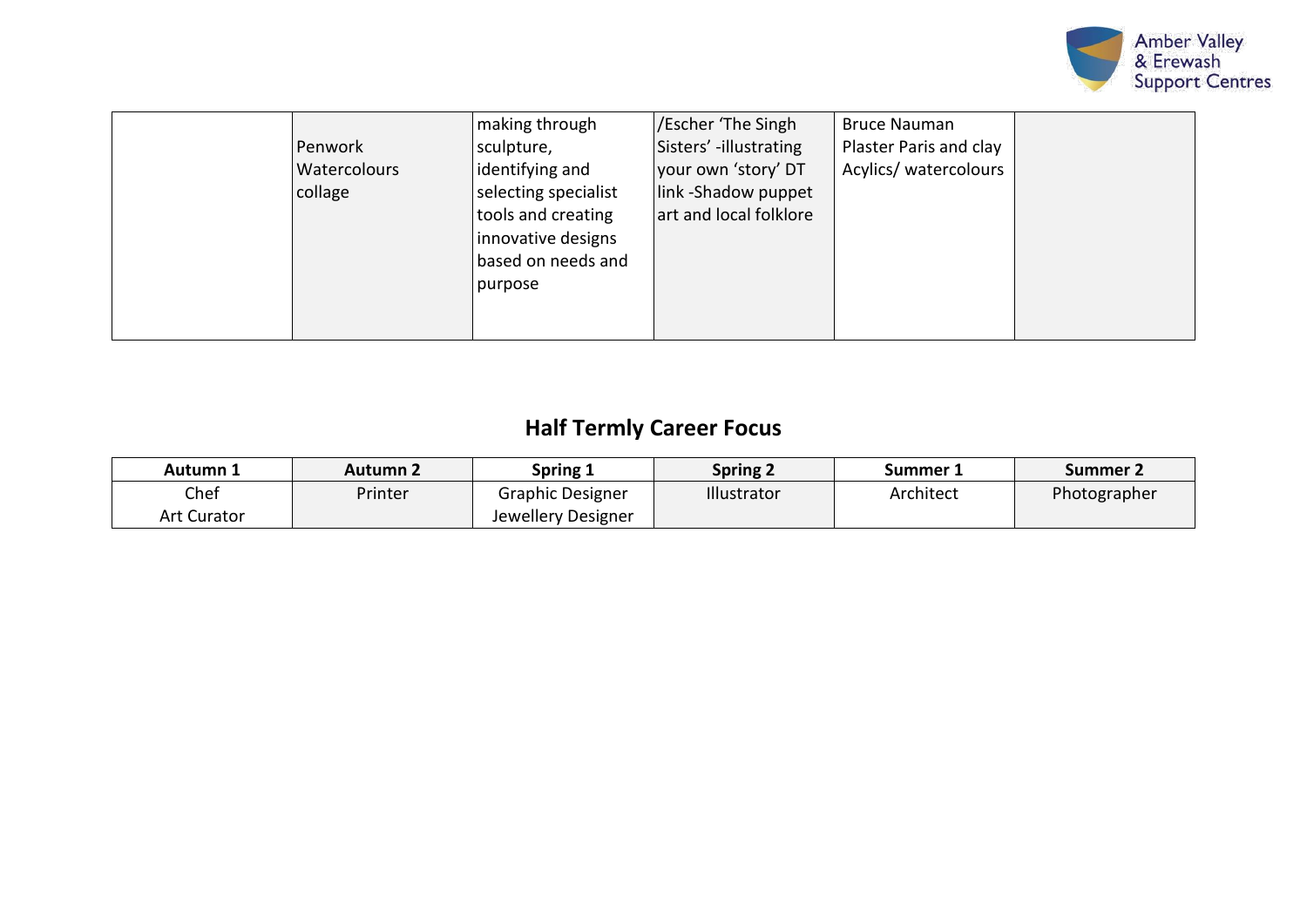| | | | | | |
|---|---|---|---|---|---|
| | Penwork Watercolours collage | making through sculpture, identifying and selecting specialist tools and creating innovative designs based on needs and purpose | /Escher 'The Singh Sisters' -illustrating your own 'story' DT link -Shadow puppet art and local folklore | Bruce Nauman Plaster Paris and clay Acylics/ watercolours | |

## Half Termly Career Focus

| Autumn 1 | Autumn 2 | Spring 1 | Spring 2 | Summer 1 | Summer 2 |
|---|---|---|---|---|---|
| Chef Art Curator | Printer | Graphic Designer Jewellery Designer | Illustrator | Architect | Photographer |